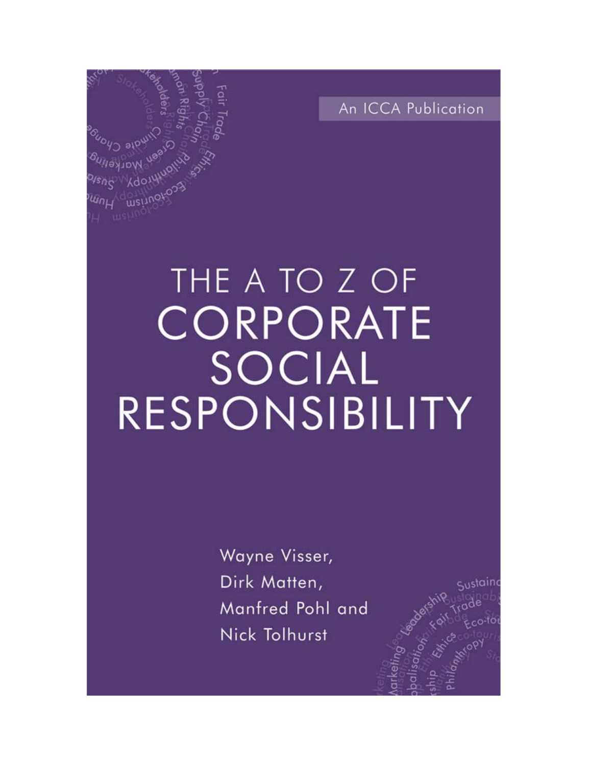An ICCA Publication

# THE A TO Z OF CORPORATE SOCIAL RESPONSIBILITY

Wayne Visser,
Dirk Matten,
Manfred Pohl and
Nick Tolhurst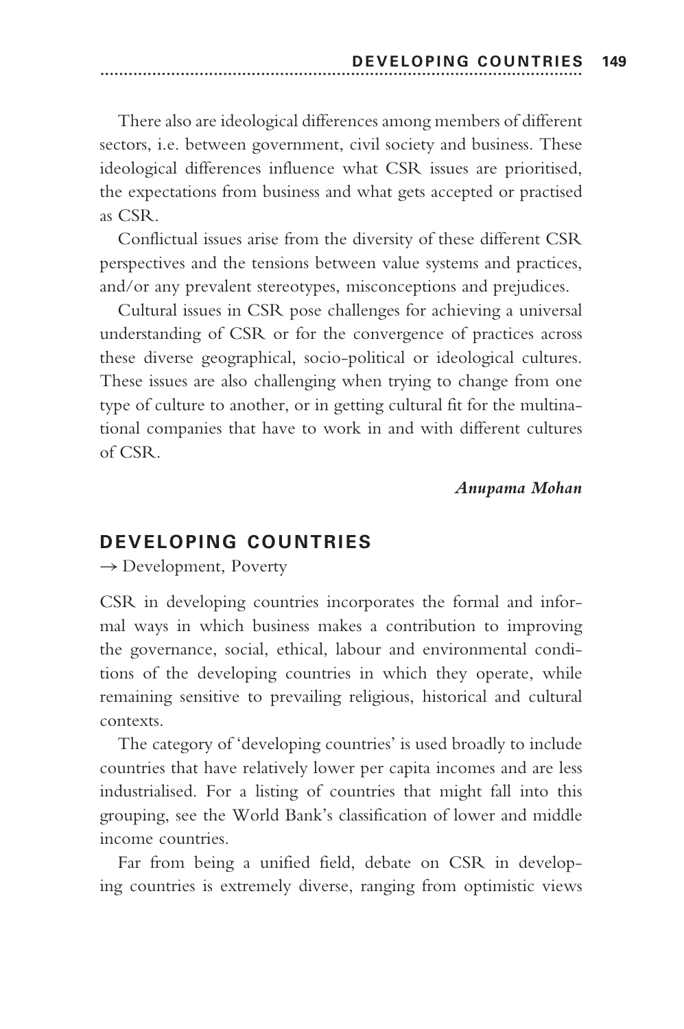There also are ideological differences among members of different sectors, i.e. between government, civil society and business. These ideological differences influence what CSR issues are prioritised, the expectations from business and what gets accepted or practised as CSR.

Conflictual issues arise from the diversity of these different CSR perspectives and the tensions between value systems and practices, and/or any prevalent stereotypes, misconceptions and prejudices.

Cultural issues in CSR pose challenges for achieving a universal understanding of CSR or for the convergence of practices across these diverse geographical, socio-political or ideological cultures. These issues are also challenging when trying to change from one type of culture to another, or in getting cultural fit for the multinational companies that have to work in and with different cultures of CSR.

***Anupama Mohan***

## DEVELOPING COUNTRIES

→ Development, Poverty

CSR in developing countries incorporates the formal and informal ways in which business makes a contribution to improving the governance, social, ethical, labour and environmental conditions of the developing countries in which they operate, while remaining sensitive to prevailing religious, historical and cultural contexts.

The category of 'developing countries' is used broadly to include countries that have relatively lower per capita incomes and are less industrialised. For a listing of countries that might fall into this grouping, see the World Bank's classification of lower and middle income countries.

Far from being a unified field, debate on CSR in developing countries is extremely diverse, ranging from optimistic views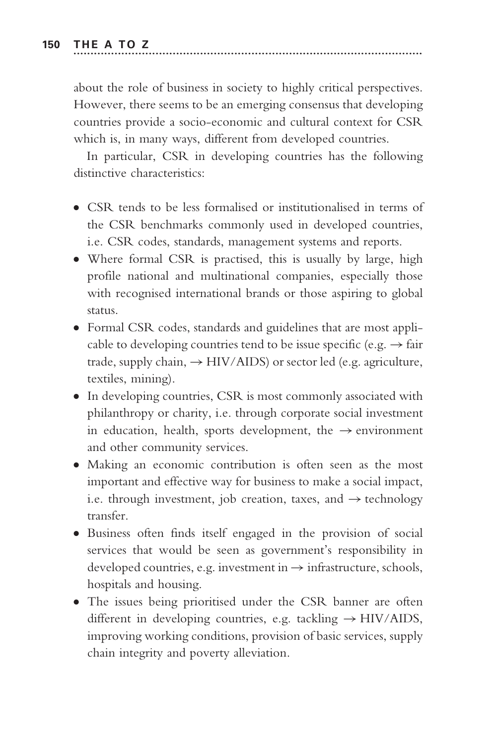about the role of business in society to highly critical perspectives. However, there seems to be an emerging consensus that developing countries provide a socio-economic and cultural context for CSR which is, in many ways, different from developed countries.

In particular, CSR in developing countries has the following distinctive characteristics:

- CSR tends to be less formalised or institutionalised in terms of the CSR benchmarks commonly used in developed countries, i.e. CSR codes, standards, management systems and reports.
- Where formal CSR is practised, this is usually by large, high profile national and multinational companies, especially those with recognised international brands or those aspiring to global status.
- Formal CSR codes, standards and guidelines that are most applicable to developing countries tend to be issue specific (e.g. → fair trade, supply chain, → HIV/AIDS) or sector led (e.g. agriculture, textiles, mining).
- In developing countries, CSR is most commonly associated with philanthropy or charity, i.e. through corporate social investment in education, health, sports development, the → environment and other community services.
- Making an economic contribution is often seen as the most important and effective way for business to make a social impact, i.e. through investment, job creation, taxes, and → technology transfer.
- Business often finds itself engaged in the provision of social services that would be seen as government's responsibility in developed countries, e.g. investment in → infrastructure, schools, hospitals and housing.
- The issues being prioritised under the CSR banner are often different in developing countries, e.g. tackling → HIV/AIDS, improving working conditions, provision of basic services, supply chain integrity and poverty alleviation.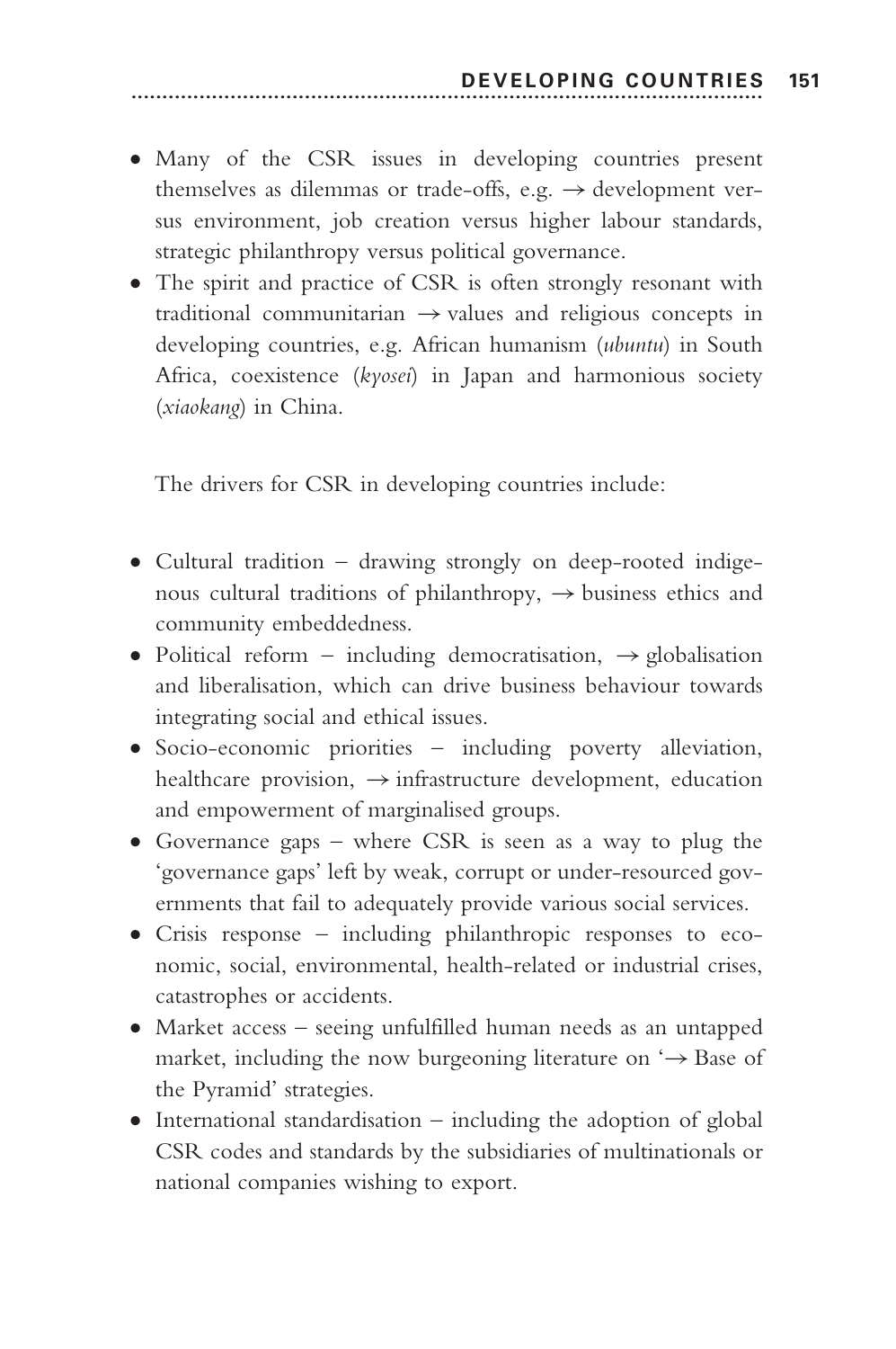- Many of the CSR issues in developing countries present themselves as dilemmas or trade-offs, e.g. → development versus environment, job creation versus higher labour standards, strategic philanthropy versus political governance.
- The spirit and practice of CSR is often strongly resonant with traditional communitarian → values and religious concepts in developing countries, e.g. African humanism (*ubuntu*) in South Africa, coexistence (*kyosei*) in Japan and harmonious society (*xiaokang*) in China.

The drivers for CSR in developing countries include:

- Cultural tradition – drawing strongly on deep-rooted indigenous cultural traditions of philanthropy, → business ethics and community embeddedness.
- Political reform – including democratisation, → globalisation and liberalisation, which can drive business behaviour towards integrating social and ethical issues.
- Socio-economic priorities – including poverty alleviation, healthcare provision, → infrastructure development, education and empowerment of marginalised groups.
- Governance gaps – where CSR is seen as a way to plug the 'governance gaps' left by weak, corrupt or under-resourced governments that fail to adequately provide various social services.
- Crisis response – including philanthropic responses to economic, social, environmental, health-related or industrial crises, catastrophes or accidents.
- Market access – seeing unfulfilled human needs as an untapped market, including the now burgeoning literature on '→ Base of the Pyramid' strategies.
- International standardisation – including the adoption of global CSR codes and standards by the subsidiaries of multinationals or national companies wishing to export.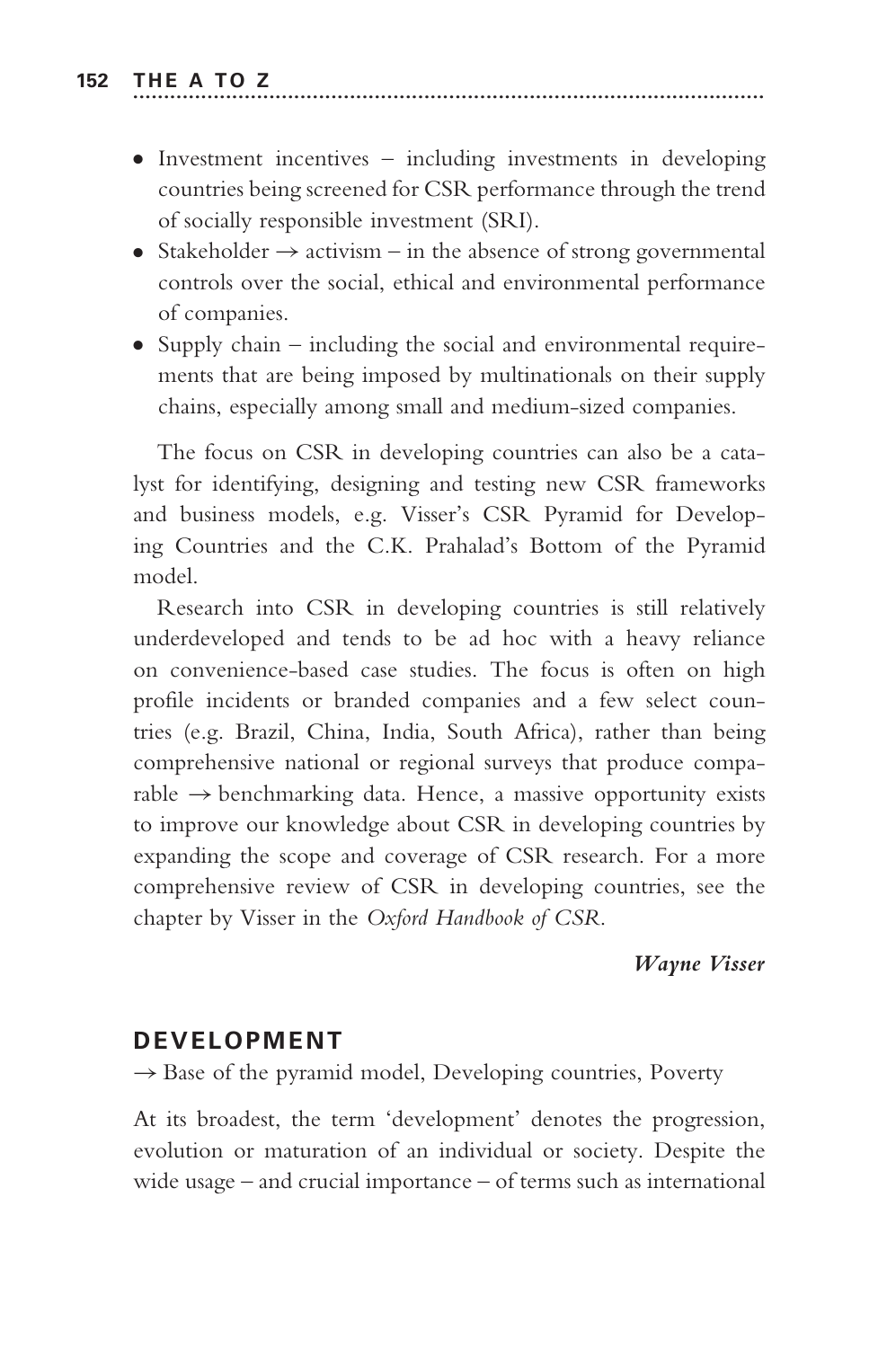- Investment incentives – including investments in developing countries being screened for CSR performance through the trend of socially responsible investment (SRI).
- Stakeholder → activism – in the absence of strong governmental controls over the social, ethical and environmental performance of companies.
- Supply chain – including the social and environmental requirements that are being imposed by multinationals on their supply chains, especially among small and medium-sized companies.

The focus on CSR in developing countries can also be a catalyst for identifying, designing and testing new CSR frameworks and business models, e.g. Visser's CSR Pyramid for Developing Countries and the C.K. Prahalad's Bottom of the Pyramid model.

Research into CSR in developing countries is still relatively underdeveloped and tends to be ad hoc with a heavy reliance on convenience-based case studies. The focus is often on high profile incidents or branded companies and a few select countries (e.g. Brazil, China, India, South Africa), rather than being comprehensive national or regional surveys that produce comparable → benchmarking data. Hence, a massive opportunity exists to improve our knowledge about CSR in developing countries by expanding the scope and coverage of CSR research. For a more comprehensive review of CSR in developing countries, see the chapter by Visser in the *Oxford Handbook of CSR*.

***Wayne Visser***

## DEVELOPMENT

→ Base of the pyramid model, Developing countries, Poverty

At its broadest, the term 'development' denotes the progression, evolution or maturation of an individual or society. Despite the wide usage – and crucial importance – of terms such as international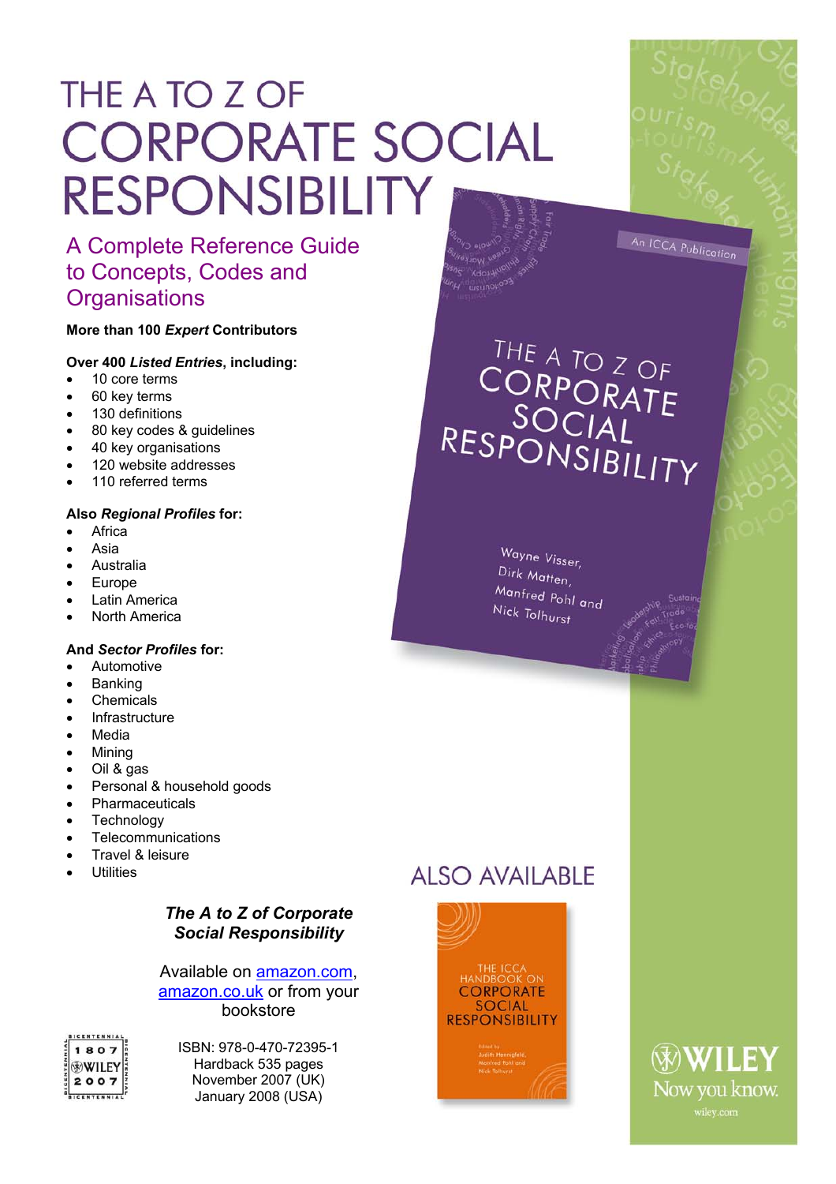# THE A TO Z OF CORPORATE SOCIAL RESPONSIBILITY

## A Complete Reference Guide to Concepts, Codes and Organisations

**More than 100 *Expert* Contributors**

**Over 400 *Listed Entries*, including:**

- 10 core terms
- 60 key terms
- 130 definitions
- 80 key codes & guidelines
- 40 key organisations
- 120 website addresses
- 110 referred terms

**Also *Regional Profiles* for:**

- Africa
- Asia
- Australia
- Europe
- Latin America
- North America

**And *Sector Profiles* for:**

- Automotive
- Banking
- Chemicals
- Infrastructure
- Media
- Mining
- Oil & gas
- Personal & household goods
- Pharmaceuticals
- Technology
- Telecommunications
- Travel & leisure
- Utilities

***The A to Z of Corporate Social Responsibility***

Available on amazon.com, amazon.co.uk or from your bookstore

ISBN: 978-0-470-72395-1
Hardback 535 pages
November 2007 (UK)
January 2008 (USA)

An ICCA Publication

THE A TO Z OF CORPORATE SOCIAL RESPONSIBILITY

Wayne Visser, Dirk Matten, Manfred Pohl and Nick Tolhurst

## ALSO AVAILABLE

THE ICCA HANDBOOK ON CORPORATE SOCIAL RESPONSIBILITY

Edited by Judith Hennigfeld, Manfred Pohl and Nick Tolhurst

WILEY
Now you know.
wiley.com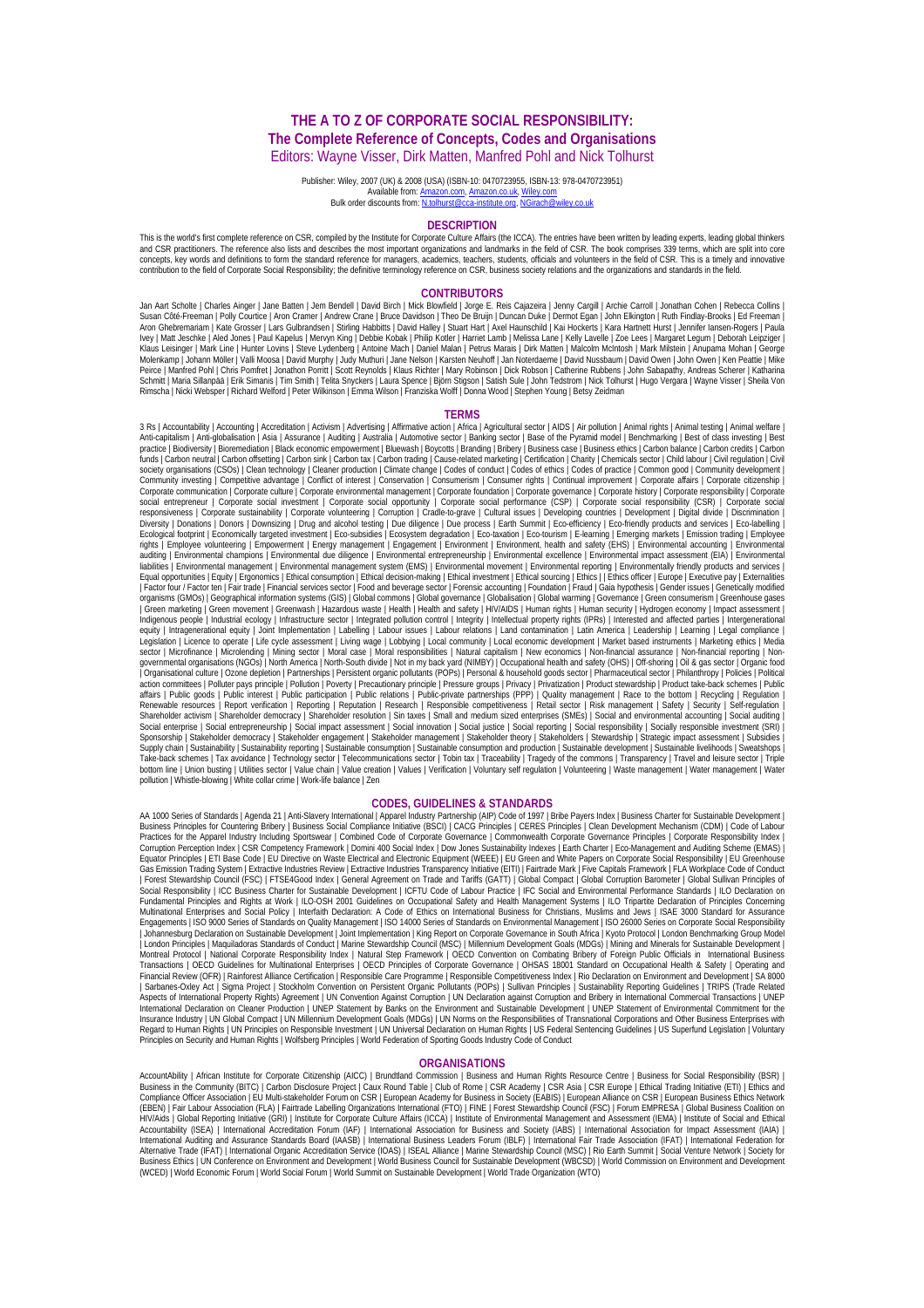# THE A TO Z OF CORPORATE SOCIAL RESPONSIBILITY:

## The Complete Reference of Concepts, Codes and Organisations

Editors: Wayne Visser, Dirk Matten, Manfred Pohl and Nick Tolhurst

Publisher: Wiley, 2007 (UK) & 2008 (USA) (ISBN-10: 0470723955, ISBN-13: 978-0470723951)
Available from: Amazon.com, Amazon.co.uk, Wiley.com
Bulk order discounts from: N.tolhurst@cca-institute.org, NGirach@wiley.co.uk

## DESCRIPTION

This is the world's first complete reference on CSR, compiled by the Institute for Corporate Culture Affairs (the ICCA). The entries have been written by leading experts, leading global thinkers and CSR practitioners. The reference also lists and describes the most important organizations and landmarks in the field of CSR. The book comprises 339 terms, which are split into core concepts, key words and definitions to form the standard reference for managers, academics, teachers, students, officials and volunteers in the field of CSR. This is a timely and innovative contribution to the field of Corporate Social Responsibility; the definitive terminology reference on CSR, business society relations and the organizations and standards in the field.

## CONTRIBUTORS

Jan Aart Scholte | Charles Ainger | Jane Batten | Jem Bendell | David Birch | Mick Blowfield | Jorge E. Reis Cajazeira | Jenny Cargill | Archie Carroll | Jonathan Cohen | Rebecca Collins | Susan Côté-Freeman | Polly Courtice | Aron Cramer | Andrew Crane | Bruce Davidson | Theo De Bruijn | Duncan Duke | Dermot Egan | John Elkington | Ruth Findlay-Brooks | Ed Freeman | Aron Ghebremariam | Kate Grosser | Lars Gulbrandsen | Stirling Habbitts | David Halley | Stuart Hart | Axel Haunschild | Kai Hockerts | Kara Hartnett Hurst | Jennifer Iansen-Rogers | Paula Ivey | Matt Jeschke | Aled Jones | Paul Kapelus | Mervyn King | Debbie Kobak | Philip Kotler | Harriet Lamb | Melissa Lane | Kelly Lavelle | Zoe Lees | Margaret Legum | Deborah Leipziger | Klaus Leisinger | Mark Line | Hunter Lovins | Steve Lydenberg | Antoine Mach | Daniel Malan | Petrus Marais | Dirk Matten | Malcolm McIntosh | Mark Milstein | Anupama Mohan | George Molenkamp | Johann Möller | Valli Moosa | David Murphy | Judy Muthuri | Jane Nelson | Karsten Neuhoff | Jan Noterdaeme | David Nussbaum | David Owen | John Owen | Ken Peattie | Mike Peirce | Manfred Pohl | Chris Pomfret | Jonathon Porritt | Scott Reynolds | Klaus Richter | Mary Robinson | Dick Robson | Catherine Rubbens | John Sabapathy, Andreas Scherer | Katharina Schmitt | Maria Sillanpää | Erik Simanis | Tim Smith | Telita Snyckers | Laura Spence | Björn Stigson | Satish Sule | John Tedstrom | Nick Tolhurst | Hugo Vergara | Wayne Visser | Sheila Von Rimscha | Nicki Webster | Richard Welford | Peter Wilkinson | Emma Wilson | Franziska Wolff | Donna Wood | Stephen Young | Betsy Zeidman

## TERMS

3 Rs | Accountability | Accounting | Accreditation | Activism | Advertising | Affirmative action | Africa | Agricultural sector | AIDS | Air pollution | Animal rights | Animal testing | Animal welfare | Anti-capitalism | Anti-globalisation | Asia | Assurance | Auditing | Australia | Automotive sector | Banking sector | Base of the Pyramid model | Benchmarking | Best of class investing | Best practice | Biodiversity | Bioremediation | Black economic empowerment | Bluewash | Boycotts | Branding | Bribery | Business case | Business ethics | Carbon balance | Carbon credits | Carbon funds | Carbon neutral | Carbon offsetting | Carbon sink | Carbon tax | Carbon trading | Cause-related marketing | Certification | Charity | Chemicals sector | Child labour | Civil regulation | Civil society organisations (CSOs) | Clean technology | Cleaner production | Climate change | Codes of conduct | Codes of ethics | Codes of practice | Common good | Community development | Community investing | Competitive advantage | Conflict of interest | Conservation | Consumerism | Consumer rights | Continual improvement | Corporate affairs | Corporate citizenship | Corporate communication | Corporate culture | Corporate environmental management | Corporate foundation | Corporate governance | Corporate history | Corporate responsibility | Corporate social entrepreneur | Corporate social investment | Corporate social opportunity | Corporate social performance (CSP) | Corporate social responsibility (CSR) | Corporate social responsiveness | Corporate sustainability | Corporate volunteering | Corruption | Cradle-to-grave | Cultural issues | Developing countries | Development | Digital divide | Discrimination | Diversity | Donations | Donors | Downsizing | Drug and alcohol testing | Due diligence | Due process | Earth Summit | Eco-efficiency | Eco-friendly products and services | Eco-labelling | Ecological footprint | Economically targeted investment | Eco-subsidies | Ecosystem degradation | Eco-taxation | Eco-tourism | E-learning | Emerging markets | Emission trading | Employee rights | Employee volunteering | Empowerment | Energy management | Engagement | Environment | Environment, health and safety (EHS) | Environmental accounting | Environmental auditing | Environmental champions | Environmental due diligence | Environmental entrepreneurship | Environmental excellence | Environmental impact assessment (EIA) | Environmental liabilities | Environmental management | Environmental management system (EMS) | Environmental movement | Environmental reporting | Environmentally friendly products and services | Equal opportunities | Equity | Ergonomics | Ethical consumption | Ethical decision-making | Ethical investment | Ethical sourcing | Ethics | Ethics officer | Europe | Executive pay | Externalities | Factor four / Factor ten | Fair trade | Financial services sector | Food and beverage sector | Forensic accounting | Foundation | Fraud | Gaia hypothesis | Gender issues | Genetically modified organisms (GMOs) | Geographical information systems (GIS) | Global commons | Global governance | Globalisation | Global warming | Governance | Green consumerism | Greenhouse gases | Green marketing | Green movement | Greenwash | Hazardous waste | Health | Health and safety | HIV/AIDS | Human rights | Human security | Hydrogen economy | Impact assessment | Indigenous people | Industrial ecology | Infrastructure sector | Integrated pollution control | Integrity | Intellectual property rights (IPRs) | Interested and affected parties | Intergenerational equity | Intragenerational equity | Joint Implementation | Labelling | Labour issues | Labour relations | Land contamination | Latin America | Leadership | Learning | Legal compliance | Legislation | Licence to operate | Life cycle assessment | Living wage | Lobbying | Local community | Local economic development | Market based instruments | Marketing ethics | Media sector | Microfinance | Microlending | Mining sector | Moral case | Moral responsibilities | Natural capitalism | New economics | Non-financial assurance | Non-financial reporting | Non-governmental organisations (NGOs) | North America | North-South divide | Not in my back yard (NIMBY) | Occupational health and safety (OHS) | Off-shoring | Oil & gas sector | Organic food | Organisational culture | Ozone depletion | Partnerships | Persistent organic pollutants (POPs) | Personal & household goods sector | Pharmaceutical sector | Philanthropy | Policies | Political action committees | Polluter pays principle | Pollution | Poverty | Precautionary principle | Pressure groups | Privacy | Privatization | Product stewardship | Product take-back schemes | Public affairs | Public goods | Public interest | Public participation | Public relations | Public-private partnerships (PPP) | Quality management | Race to the bottom | Recycling | Regulation | Renewable resources | Report verification | Reporting | Reputation | Research | Responsible competitiveness | Retail sector | Risk management | Safety | Security | Self-regulation | Shareholder activism | Shareholder democracy | Shareholder resolution | Sin taxes | Small and medium sized enterprises (SMEs) | Social and environmental accounting | Social auditing | Social enterprise | Social entrepreneurship | Social impact assessment | Social innovation | Social justice | Social reporting | Social responsibility | Socially responsible investment (SRI) | Sponsorship | Stakeholder democracy | Stakeholder engagement | Stakeholder management | Stakeholder theory | Stakeholders | Stewardship | Strategic impact assessment | Subsidies | Supply chain | Sustainability | Sustainability reporting | Sustainable consumption | Sustainable consumption and production | Sustainable development | Sustainable livelihoods | Sweatshops | Take-back schemes | Tax avoidance | Technology sector | Telecommunications sector | Tobin tax | Traceability | Tragedy of the commons | Transparency | Travel and leisure sector | Triple bottom line | Union busting | Utilities sector | Value chain | Value creation | Values | Verification | Voluntary self regulation | Volunteering | Waste management | Water management | Water pollution | Whistle-blowing | White collar crime | Work-life balance | Zen

## CODES, GUIDELINES & STANDARDS

AA 1000 Series of Standards | Agenda 21 | Anti-Slavery International | Apparel Industry Partnership (AIP) Code of 1997 | Bribe Payers Index | Business Charter for Sustainable Development | Business Principles for Countering Bribery | Business Social Compliance Initiative (BSCI) | CACG Principles | CERES Principles | Clean Development Mechanism (CDM) | Code of Labour Practices for the Apparel Industry Including Sportswear | Combined Code of Corporate Governance | Commonwealth Corporate Governance Principles | Corporate Responsibility Index | Corruption Perception Index | CSR Competency Framework | Domini 400 Social Index | Dow Jones Sustainability Indexes | Earth Charter | Eco-Management and Auditing Scheme (EMAS) | Equator Principles | ETI Base Code | EU Directive on Waste Electrical and Electronic Equipment (WEEE) | EU Green and White Papers on Corporate Social Responsibility | EU Greenhouse Gas Emission Trading System | Extractive Industries Review | Extractive Industries Transparency Initiative (EITI) | Fairtrade Mark | Five Capitals Framework | FLA Workplace Code of Conduct | Forest Stewardship Council (FSC) | FTSE4Good Index | General Agreement on Trade and Tariffs (GATT) | Global Compact | Global Corruption Barometer | Global Sullivan Principles of Social Responsibility | ICC Business Charter for Sustainable Development | ICFTU Code of Labour Practice | IFC Social and Environmental Performance Standards | ILO Declaration on Fundamental Principles and Rights at Work | ILO-OSH 2001 Guidelines on Occupational Safety and Health Management Systems | ILO Tripartite Declaration of Principles Concerning Multinational Enterprises and Social Policy | Interfaith Declaration: A Code of Ethics on International Business for Christians, Muslims and Jews | ISAE 3000 Standard for Assurance Engagements | ISO 9000 Series of Standards on Quality Management | ISO 14000 Series of Standards on Environmental Management | ISO 26000 Series on Corporate Social Responsibility | Johannesburg Declaration on Sustainable Development | Joint Implementation | King Report on Corporate Governance in South Africa | Kyoto Protocol | London Benchmarking Group Model | London Principles | Maquiladoras Standards of Conduct | Marine Stewardship Council (MSC) | Millennium Development Goals (MDGs) | Mining and Minerals for Sustainable Development | Montreal Protocol | National Corporate Responsibility Index | Natural Step Framework | OECD Convention on Combating Bribery of Foreign Public Officials in International Business Transactions | OECD Guidelines for Multinational Enterprises | OECD Principles of Corporate Governance | OHSAS 18001 Standard on Occupational Health & Safety | Operating and Financial Review (OFR) | Rainforest Alliance Certification | Responsible Care Programme | Responsible Competitiveness Index | Rio Declaration on Environment and Development | SA 8000 | Sarbanes-Oxley Act | Sigma Project | Stockholm Convention on Persistent Organic Pollutants (POPs) | Sullivan Principles | Sustainability Reporting Guidelines | TRIPS (Trade Related Aspects of International Property Rights) Agreement | UN Convention Against Corruption | UN Declaration against Corruption and Bribery in International Commercial Transactions | UNEP International Declaration on Cleaner Production | UNEP Statement by Banks on the Environment and Sustainable Development | UNEP Statement of Environmental Commitment for the Insurance Industry | UN Global Compact | UN Millennium Development Goals (MDGs) | UN Norms on the Responsibilities of Transnational Corporations and Other Business Enterprises with Regard to Human Rights | UN Principles on Responsible Investment | UN Universal Declaration on Human Rights | US Federal Sentencing Guidelines | US Superfund Legislation | Voluntary Principles on Security and Human Rights | Wolfsberg Principles | World Federation of Sporting Goods Industry Code of Conduct

## ORGANISATIONS

AccountAbility | African Institute for Corporate Citizenship (AICC) | Brundtland Commission | Business and Human Rights Resource Centre | Business for Social Responsibility (BSR) | Business in the Community (BITC) | Carbon Disclosure Project | Caux Round Table | Club of Rome | CSR Academy | CSR Asia | CSR Europe | Ethical Trading Initiative (ETI) | Ethics and Compliance Officer Association | EU Multi-stakeholder Forum on CSR | European Academy for Business in Society (EABIS) | European Alliance on CSR | European Business Ethics Network (EBEN) | Fair Labour Association (FLA) | Fairtrade Labelling Organizations International (FTO) | FINE | Forest Stewardship Council (FSC) | Forum EMPRESA | Global Business Coalition on HIV/Aids | Global Reporting Initiative (GRI) | Institute for Corporate Culture Affairs (ICCA) | Institute of Environmental Management and Assessment (IEMA) | Institute of Social and Ethical Accountability (ISEA) | International Accreditation Forum (IAF) | International Association for Business and Society (IABS) | International Association for Impact Assessment (IAIA) | International Auditing and Assurance Standards Board (IAASB) | International Business Leaders Forum (IBLF) | International Fair Trade Association (IFAT) | International Federation for Alternative Trade (IFAT) | International Organic Accreditation Service (IOAS) | ISEAL Alliance | Marine Stewardship Council (MSC) | Rio Earth Summit | Social Venture Network | Society for Business Ethics | UN Conference on Environment and Development | World Business Council for Sustainable Development (WBCSD) | World Commission on Environment and Development (WCED) | World Economic Forum | World Social Forum | World Summit on Sustainable Development | World Trade Organization (WTO)